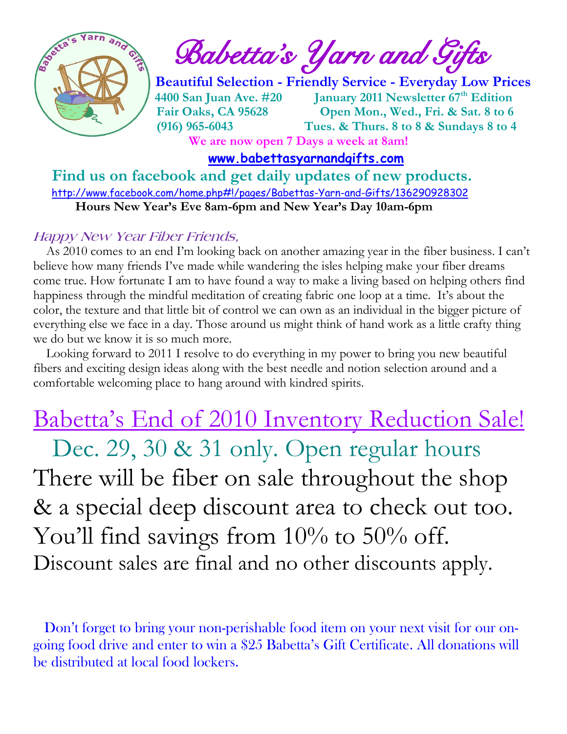# Babetta's Yarn and Gifts

**Beautiful Selection - Friendly Service - Everyday Low Prices**

**4400 San Juan Ave. #20**
**Fair Oaks, CA 95628**
**(916) 965-6043**

**January 2011 Newsletter 67th Edition**
**Open Mon., Wed., Fri. & Sat. 8 to 6**
**Tues. & Thurs. 8 to 8 & Sundays 8 to 4**

**We are now open 7 Days a week at 8am!**

**www.babettasyarnandgifts.com**

**Find us on facebook and get daily updates of new products.**

http://www.facebook.com/home.php#!/pages/Babettas-Yarn-and-Gifts/136290928302

**Hours New Year's Eve 8am-6pm and New Year's Day 10am-6pm**

*Happy New Year Fiber Friends,*

As 2010 comes to an end I'm looking back on another amazing year in the fiber business. I can't believe how many friends I've made while wandering the isles helping make your fiber dreams come true. How fortunate I am to have found a way to make a living based on helping others find happiness through the mindful meditation of creating fabric one loop at a time. It's about the color, the texture and that little bit of control we can own as an individual in the bigger picture of everything else we face in a day. Those around us might think of hand work as a little crafty thing we do but we know it is so much more.

Looking forward to 2011 I resolve to do everything in my power to bring you new beautiful fibers and exciting design ideas along with the best needle and notion selection around and a comfortable welcoming place to hang around with kindred spirits.

## Babetta's End of 2010 Inventory Reduction Sale!

Dec. 29, 30 & 31 only. Open regular hours

There will be fiber on sale throughout the shop & a special deep discount area to check out too. You'll find savings from 10% to 50% off.

Discount sales are final and no other discounts apply.

Don't forget to bring your non-perishable food item on your next visit for our on-going food drive and enter to win a $25 Babetta's Gift Certificate. All donations will be distributed at local food lockers.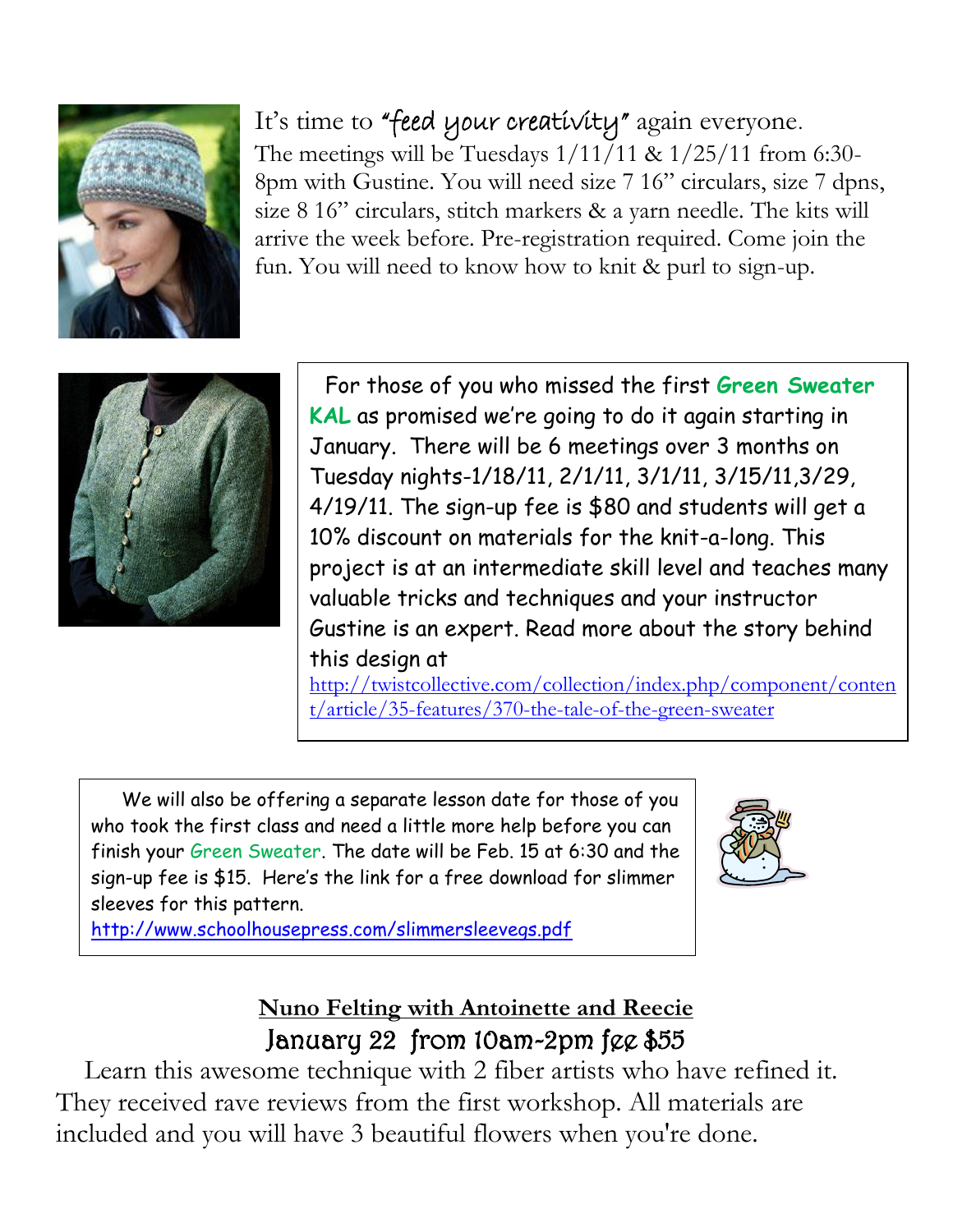It's time to *"feed your creativity"* again everyone. The meetings will be Tuesdays 1/11/11 & 1/25/11 from 6:30-8pm with Gustine. You will need size 7 16" circulars, size 7 dpns, size 8 16" circulars, stitch markers & a yarn needle. The kits will arrive the week before. Pre-registration required. Come join the fun. You will need to know how to knit & purl to sign-up.

For those of you who missed the first **Green Sweater KAL** as promised we're going to do it again starting in January. There will be 6 meetings over 3 months on Tuesday nights-1/18/11, 2/1/11, 3/1/11, 3/15/11,3/29, 4/19/11. The sign-up fee is $80 and students will get a 10% discount on materials for the knit-a-long. This project is at an intermediate skill level and teaches many valuable tricks and techniques and your instructor Gustine is an expert. Read more about the story behind this design at http://twistcollective.com/collection/index.php/component/content/article/35-features/370-the-tale-of-the-green-sweater

We will also be offering a separate lesson date for those of you who took the first class and need a little more help before you can finish your Green Sweater. The date will be Feb. 15 at 6:30 and the sign-up fee is $15. Here's the link for a free download for slimmer sleeves for this pattern. http://www.schoolhousepress.com/slimmersleevegs.pdf

## Nuno Felting with Antoinette and Reecie

### January 22 from 10am-2pm fee $55

Learn this awesome technique with 2 fiber artists who have refined it. They received rave reviews from the first workshop. All materials are included and you will have 3 beautiful flowers when you're done.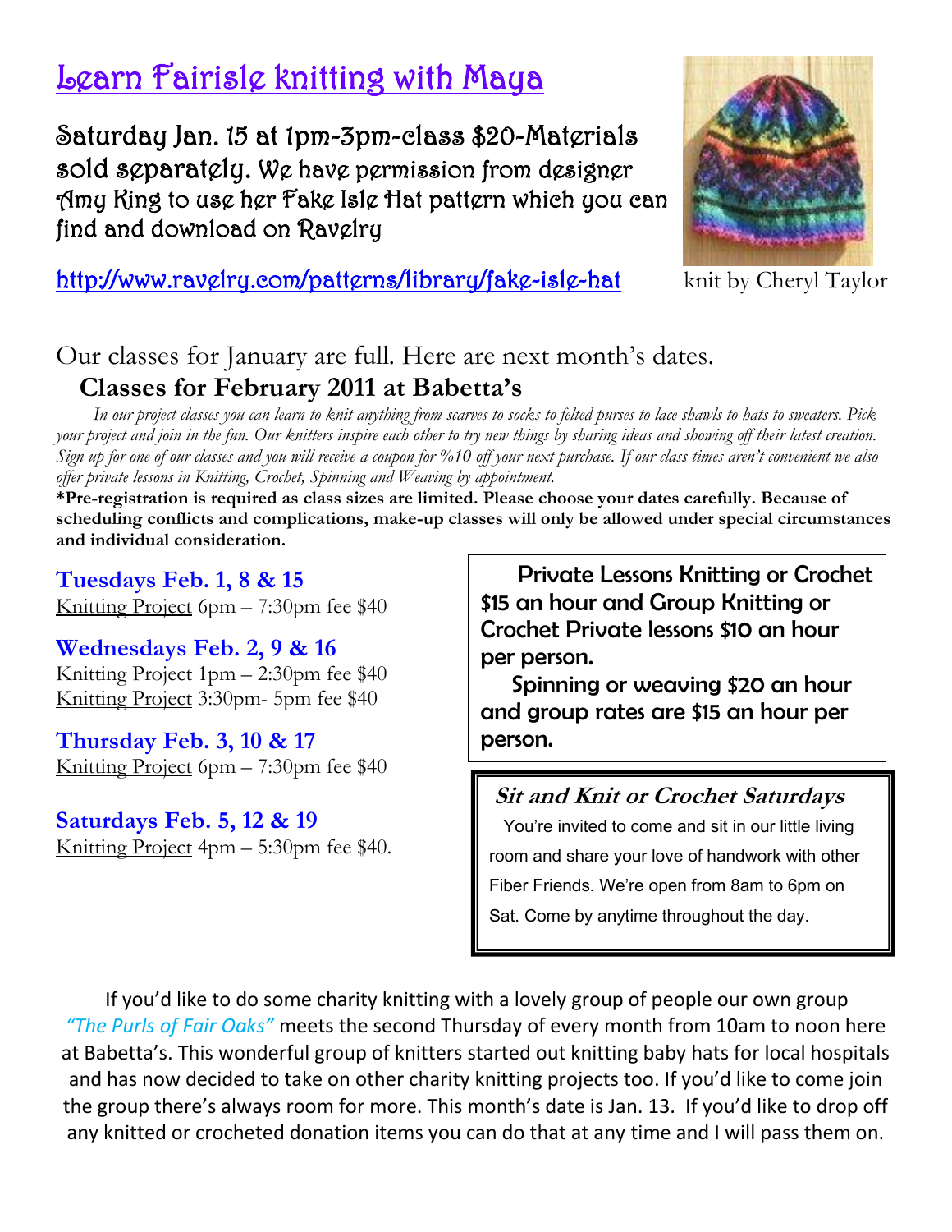# Learn Fairisle knitting with Maya

Saturday Jan. 15 at 1pm-3pm-class $20-Materials sold separately. We have permission from designer Amy King to use her Fake Isle Hat pattern which you can find and download on Ravelry

http://www.ravelry.com/patterns/library/fake-isle-hat

knit by Cheryl Taylor

Our classes for January are full. Here are next month's dates.

## Classes for February 2011 at Babetta's

*In our project classes you can learn to knit anything from scarves to socks to felted purses to lace shawls to hats to sweaters. Pick your project and join in the fun. Our knitters inspire each other to try new things by sharing ideas and showing off their latest creation. Sign up for one of our classes and you will receive a coupon for %10 off your next purchase. If our class times aren't convenient we also offer private lessons in Knitting, Crochet, Spinning and Weaving by appointment.*

**\*Pre-registration is required as class sizes are limited. Please choose your dates carefully. Because of scheduling conflicts and complications, make-up classes will only be allowed under special circumstances and individual consideration.**

### Tuesdays Feb. 1, 8 & 15

Knitting Project 6pm – 7:30pm fee $40

### Wednesdays Feb. 2, 9 & 16

Knitting Project 1pm – 2:30pm fee $40
Knitting Project 3:30pm- 5pm fee $40

### Thursday Feb. 3, 10 & 17

Knitting Project 6pm – 7:30pm fee $40

### Saturdays Feb. 5, 12 & 19

Knitting Project 4pm – 5:30pm fee $40.

Private Lessons Knitting or Crochet $15 an hour and Group Knitting or Crochet Private lessons $10 an hour per person.

Spinning or weaving $20 an hour and group rates are $15 an hour per person.

### *Sit and Knit or Crochet Saturdays*

You're invited to come and sit in our little living room and share your love of handwork with other Fiber Friends. We're open from 8am to 6pm on Sat. Come by anytime throughout the day.

If you'd like to do some charity knitting with a lovely group of people our own group *"The Purls of Fair Oaks"* meets the second Thursday of every month from 10am to noon here at Babetta's. This wonderful group of knitters started out knitting baby hats for local hospitals and has now decided to take on other charity knitting projects too. If you'd like to come join the group there's always room for more. This month's date is Jan. 13. If you'd like to drop off any knitted or crocheted donation items you can do that at any time and I will pass them on.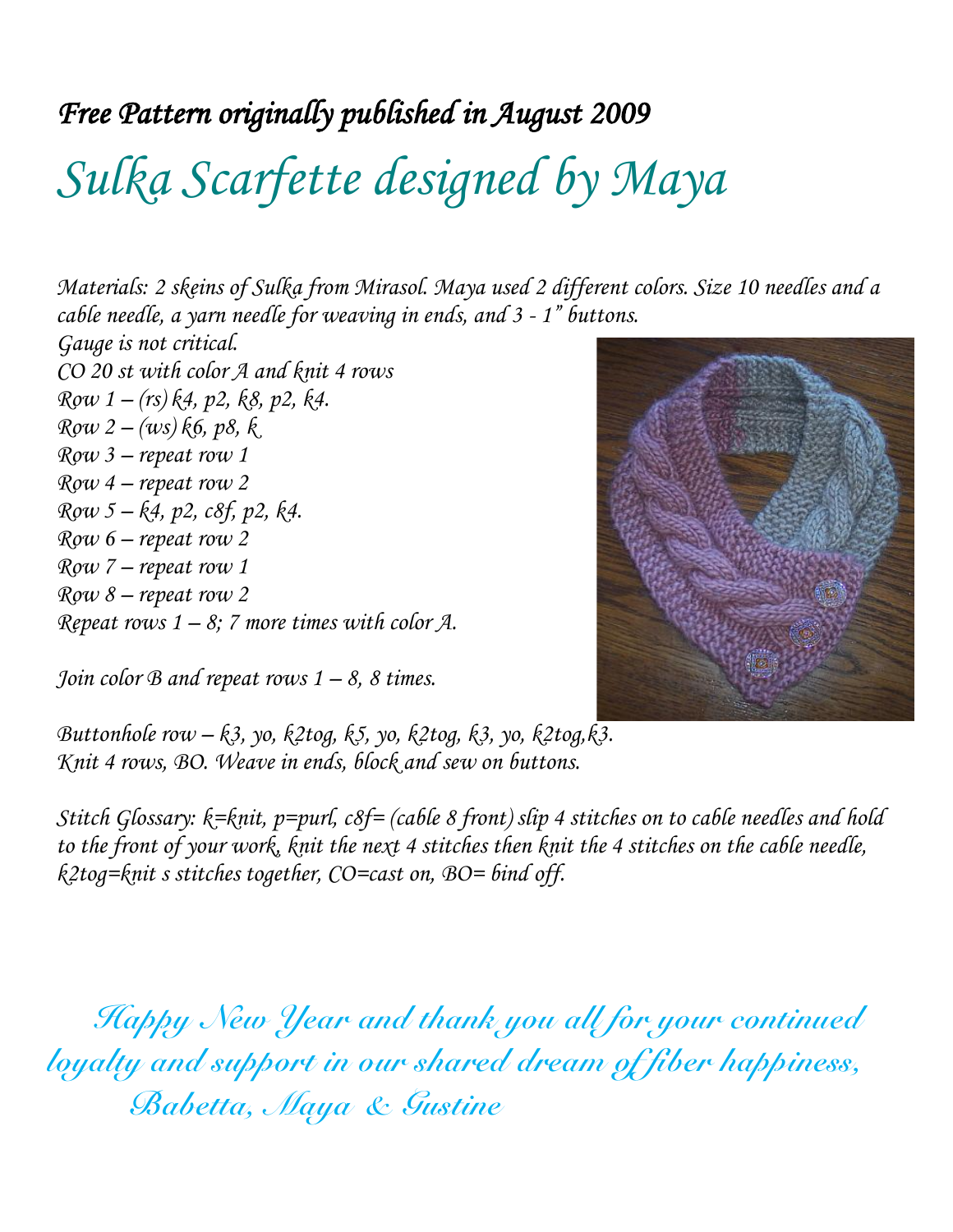*Free Pattern originally published in August 2009*

# *Sulka Scarfette designed by Maya*

*Materials: 2 skeins of Sulka from Mirasol. Maya used 2 different colors. Size 10 needles and a cable needle, a yarn needle for weaving in ends, and 3 - 1" buttons.*

*Gauge is not critical.*

*CO 20 st with color A and knit 4 rows*

*Row 1 – (rs) k4, p2, k8, p2, k4.*

*Row 2 – (ws) k6, p8, k*

*Row 3 – repeat row 1*

*Row 4 – repeat row 2*

*Row 5 – k4, p2, c8f, p2, k4.*

*Row 6 – repeat row 2*

*Row 7 – repeat row 1*

*Row 8 – repeat row 2*

*Repeat rows 1 – 8; 7 more times with color A.*

*Join color B and repeat rows 1 – 8, 8 times.*

*Buttonhole row – k3, yo, k2tog, k5, yo, k2tog, k3, yo, k2tog,k3.*

*Knit 4 rows, BO. Weave in ends, block and sew on buttons.*

*Stitch Glossary: k=knit, p=purl, c8f= (cable 8 front) slip 4 stitches on to cable needles and hold to the front of your work, knit the next 4 stitches then knit the 4 stitches on the cable needle, k2tog=knit s stitches together, CO=cast on, BO= bind off.*

*Happy New Year and thank you all for your continued loyalty and support in our shared dream of fiber happiness,*

*Babetta, Maya & Gustine*